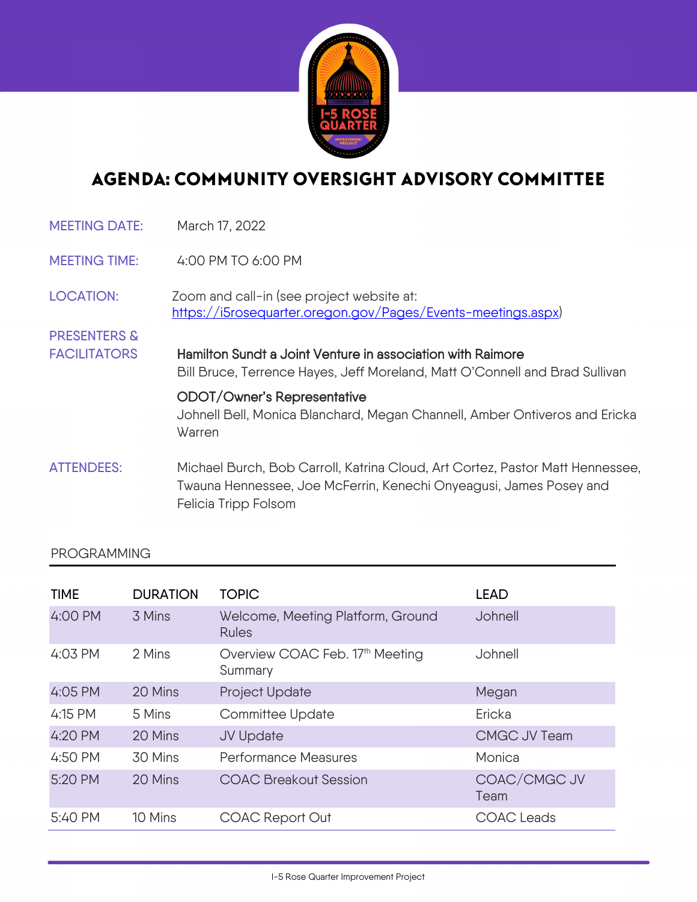# AGENDA: COMMUNITY OVERSIGHT ADVISORY COMMITTEE

**MEETING DATE:** March 17, 2022

**MEETING TIME:** 4:00 PM TO 6:00 PM

**LOCATION:** Zoom and call-in (see project website at: https://i5rosequarter.oregon.gov/Pages/Events-meetings.aspx)

**PRESENTERS & FACILITATORS**

Hamilton Sundt a Joint Venture in association with Raimore
Bill Bruce, Terrence Hayes, Jeff Moreland, Matt O'Connell and Brad Sullivan

ODOT/Owner's Representative
Johnell Bell, Monica Blanchard, Megan Channell, Amber Ontiveros and Ericka Warren

**ATTENDEES:** Michael Burch, Bob Carroll, Katrina Cloud, Art Cortez, Pastor Matt Hennessee, Twauna Hennessee, Joe McFerrin, Kenechi Onyeagusi, James Posey and Felicia Tripp Folsom

## PROGRAMMING

| TIME | DURATION | TOPIC | LEAD |
|---|---|---|---|
| 4:00 PM | 3 Mins | Welcome, Meeting Platform, Ground Rules | Johnell |
| 4:03 PM | 2 Mins | Overview COAC Feb. 17th Meeting Summary | Johnell |
| 4:05 PM | 20 Mins | Project Update | Megan |
| 4:15 PM | 5 Mins | Committee Update | Ericka |
| 4:20 PM | 20 Mins | JV Update | CMGC JV Team |
| 4:50 PM | 30 Mins | Performance Measures | Monica |
| 5:20 PM | 20 Mins | COAC Breakout Session | COAC/CMGC JV Team |
| 5:40 PM | 10 Mins | COAC Report Out | COAC Leads |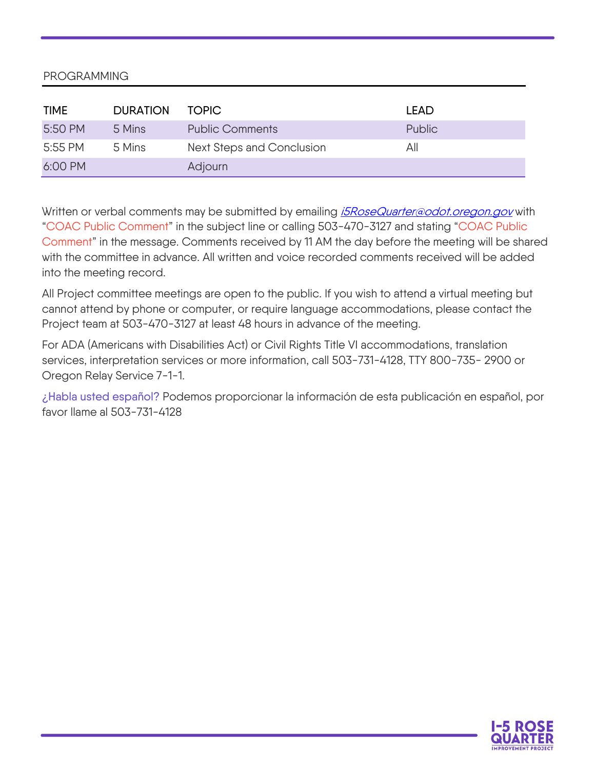PROGRAMMING

| TIME | DURATION | TOPIC | LEAD |
| --- | --- | --- | --- |
| 5:50 PM | 5 Mins | Public Comments | Public |
| 5:55 PM | 5 Mins | Next Steps and Conclusion | All |
| 6:00 PM | | Adjourn | |

Written or verbal comments may be submitted by emailing *i5RoseQuarter@odot.oregon.gov* with "COAC Public Comment" in the subject line or calling 503-470-3127 and stating "COAC Public Comment" in the message. Comments received by 11 AM the day before the meeting will be shared with the committee in advance. All written and voice recorded comments received will be added into the meeting record.

All Project committee meetings are open to the public. If you wish to attend a virtual meeting but cannot attend by phone or computer, or require language accommodations, please contact the Project team at 503-470-3127 at least 48 hours in advance of the meeting.

For ADA (Americans with Disabilities Act) or Civil Rights Title VI accommodations, translation services, interpretation services or more information, call 503-731-4128, TTY 800-735- 2900 or Oregon Relay Service 7-1-1.

¿Habla usted español? Podemos proporcionar la información de esta publicación en español, por favor llame al 503-731-4128